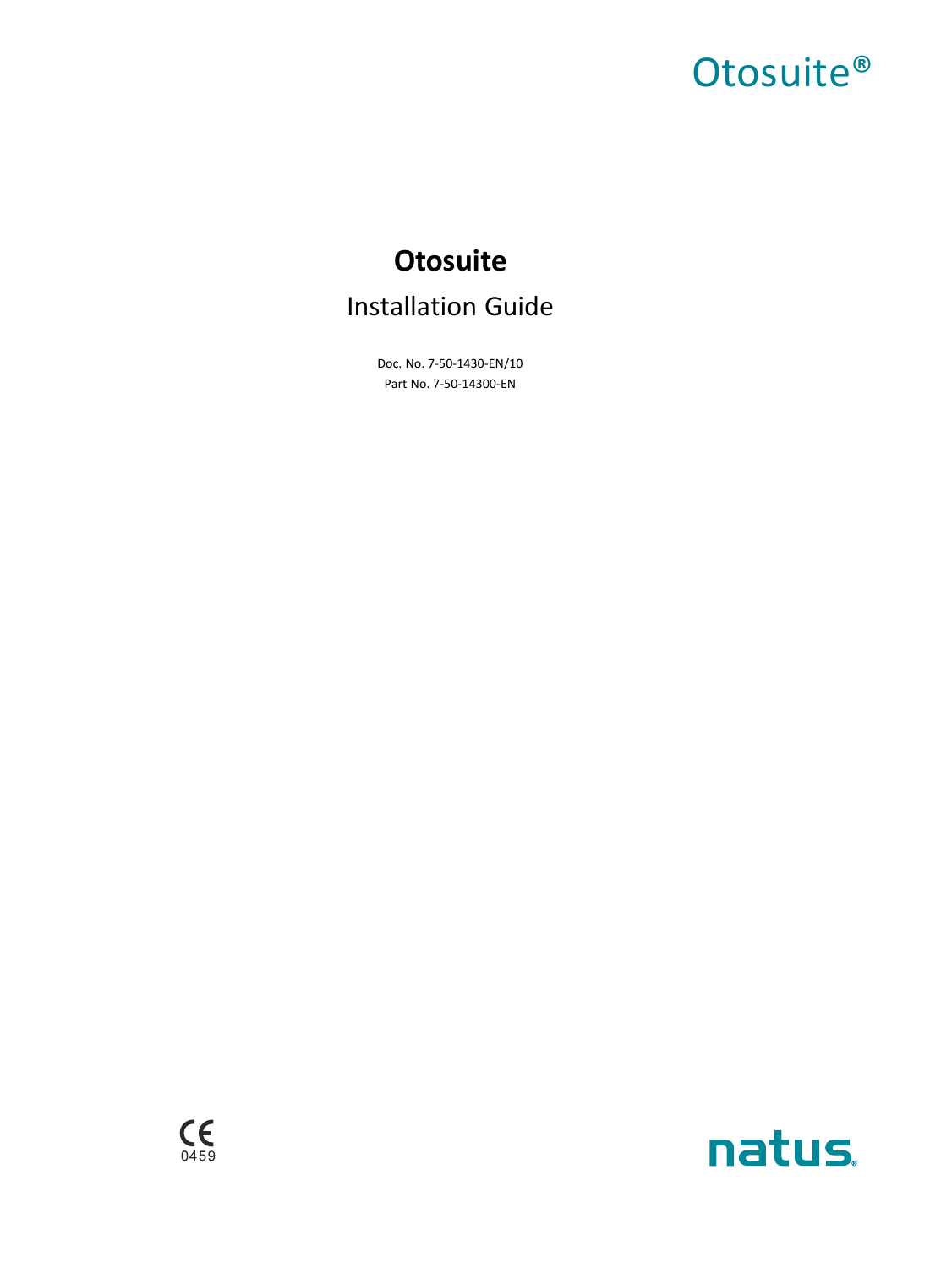Otosuite®

# Otosuite

## Installation Guide

Doc. No. 7-50-1430-EN/10

Part No. 7-50-14300-EN

CE 0459

natus.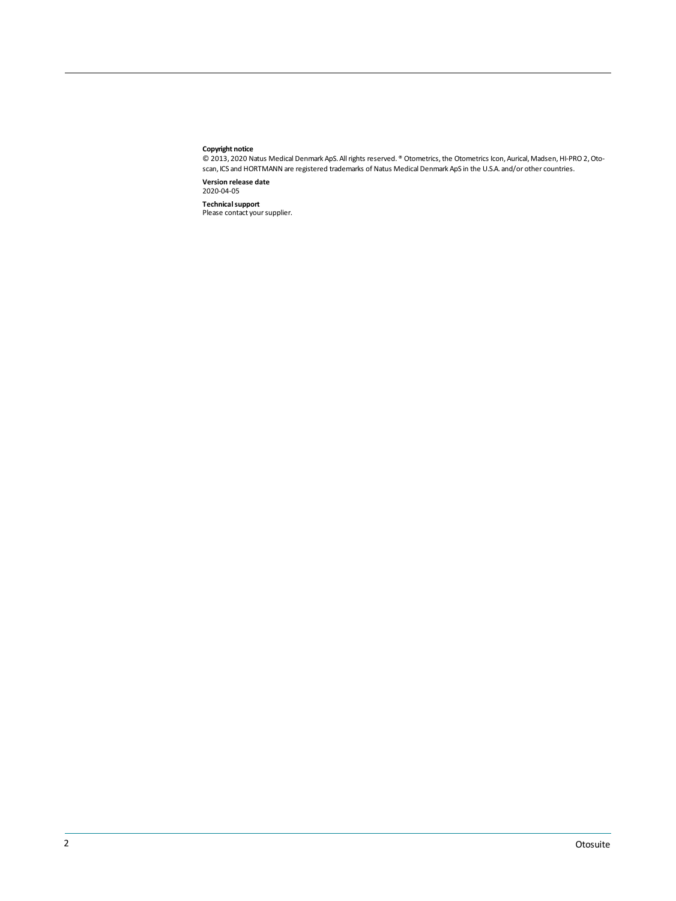**Copyright notice**

© 2013, 2020 Natus Medical Denmark ApS. All rights reserved. ® Otometrics, the Otometrics Icon, Aurical, Madsen, HI-PRO 2, Otoscan, ICS and HORTMANN are registered trademarks of Natus Medical Denmark ApS in the U.S.A. and/or other countries.

**Version release date**

2020-04-05

**Technical support**

Please contact your supplier.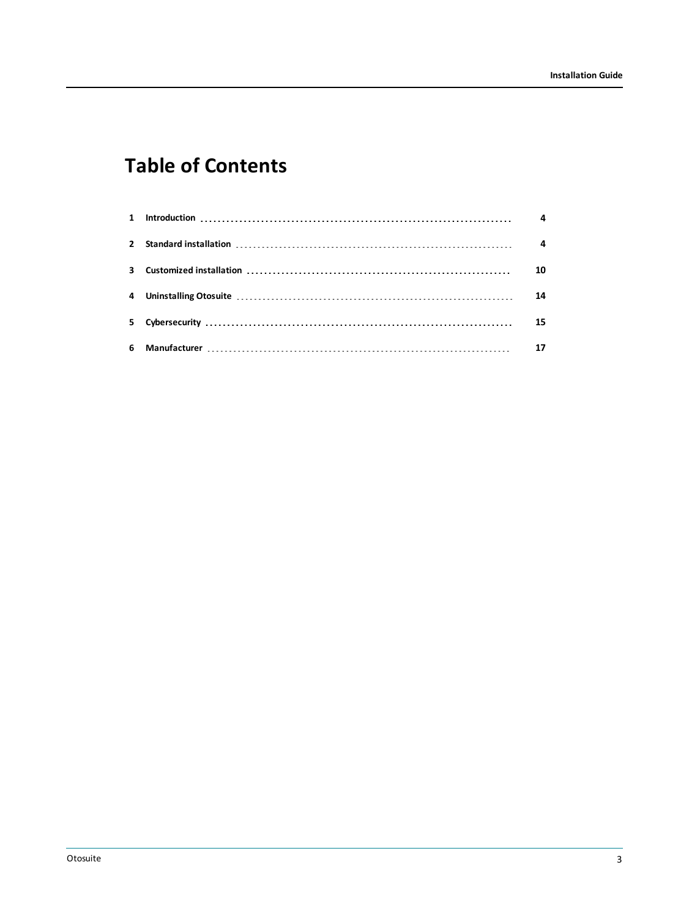# Table of Contents

| | | |
|---|---|---|
| 1 | Introduction | 4 |
| 2 | Standard installation | 4 |
| 3 | Customized installation | 10 |
| 4 | Uninstalling Otosuite | 14 |
| 5 | Cybersecurity | 15 |
| 6 | Manufacturer | 17 |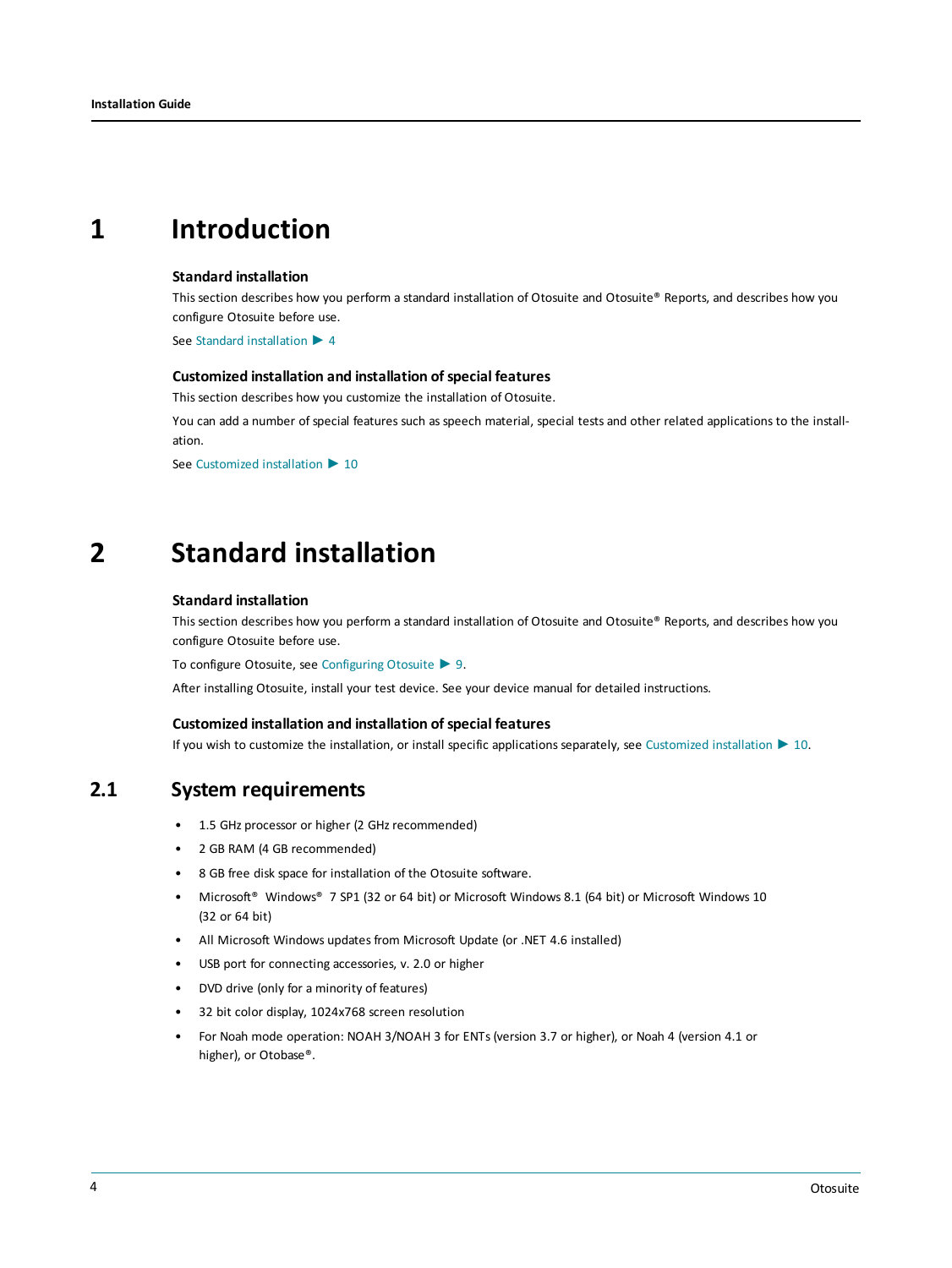# 1 Introduction

### Standard installation

This section describes how you perform a standard installation of Otosuite and Otosuite® Reports, and describes how you configure Otosuite before use.

See Standard installation ▶ 4

### Customized installation and installation of special features

This section describes how you customize the installation of Otosuite.

You can add a number of special features such as speech material, special tests and other related applications to the installation.

See Customized installation ▶ 10

# 2 Standard installation

### Standard installation

This section describes how you perform a standard installation of Otosuite and Otosuite® Reports, and describes how you configure Otosuite before use.

To configure Otosuite, see Configuring Otosuite ▶ 9.

After installing Otosuite, install your test device. See your device manual for detailed instructions.

### Customized installation and installation of special features

If you wish to customize the installation, or install specific applications separately, see Customized installation ▶ 10.

## 2.1 System requirements

- 1.5 GHz processor or higher (2 GHz recommended)
- 2 GB RAM (4 GB recommended)
- 8 GB free disk space for installation of the Otosuite software.
- Microsoft® Windows® 7 SP1 (32 or 64 bit) or Microsoft Windows 8.1 (64 bit) or Microsoft Windows 10 (32 or 64 bit)
- All Microsoft Windows updates from Microsoft Update (or .NET 4.6 installed)
- USB port for connecting accessories, v. 2.0 or higher
- DVD drive (only for a minority of features)
- 32 bit color display, 1024x768 screen resolution
- For Noah mode operation: NOAH 3/NOAH 3 for ENTs (version 3.7 or higher), or Noah 4 (version 4.1 or higher), or Otobase®.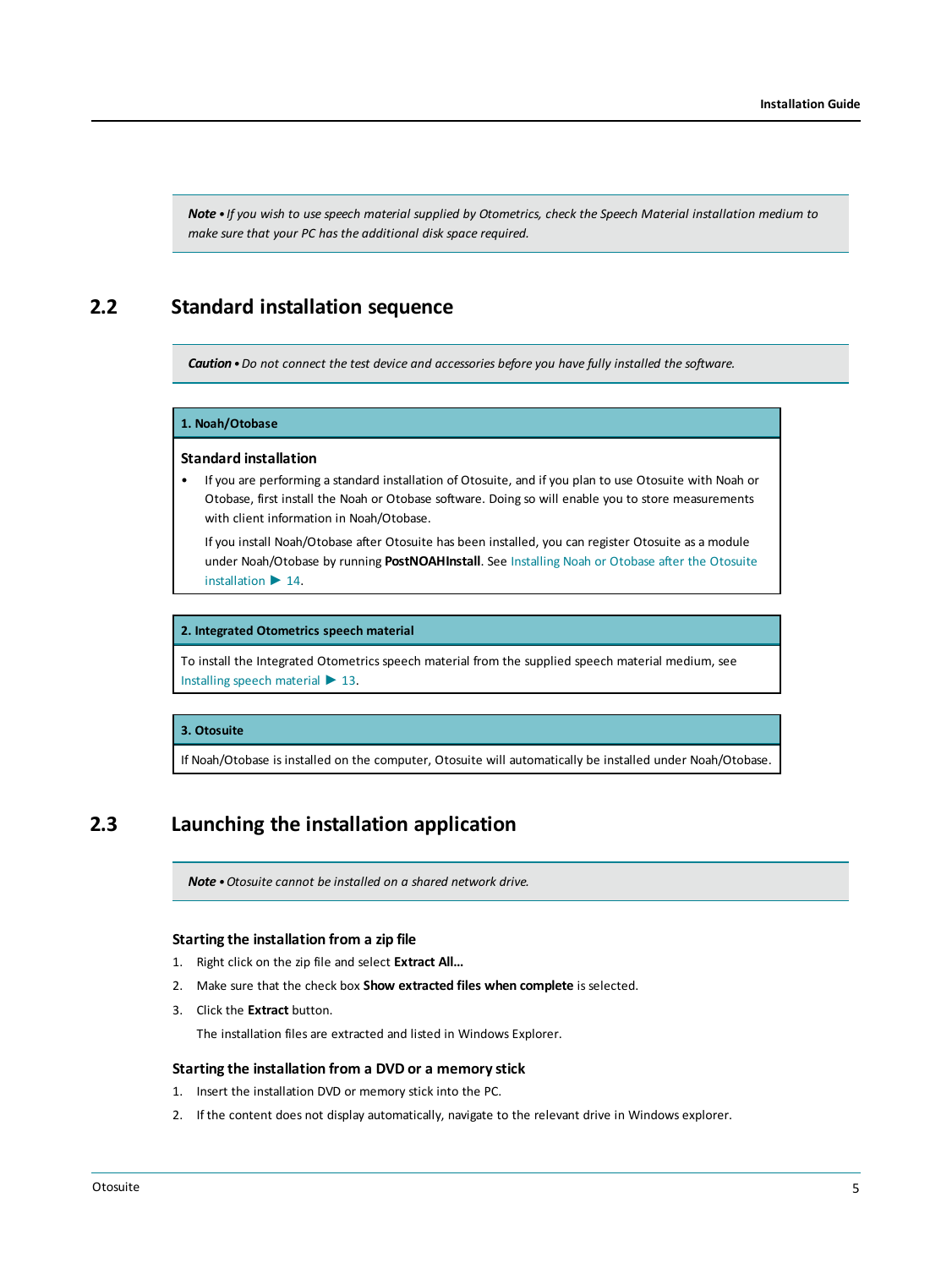> ***Note*** • *If you wish to use speech material supplied by Otometrics, check the Speech Material installation medium to make sure that your PC has the additional disk space required.*

## 2.2 Standard installation sequence

> ***Caution*** • *Do not connect the test device and accessories before you have fully installed the software.*

**1. Noah/Otobase**

**Standard installation**

- If you are performing a standard installation of Otosuite, and if you plan to use Otosuite with Noah or Otobase, first install the Noah or Otobase software. Doing so will enable you to store measurements with client information in Noah/Otobase.

  If you install Noah/Otobase after Otosuite has been installed, you can register Otosuite as a module under Noah/Otobase by running **PostNOAHInstall**. See Installing Noah or Otobase after the Otosuite installation ▶ 14.

**2. Integrated Otometrics speech material**

To install the Integrated Otometrics speech material from the supplied speech material medium, see Installing speech material ▶ 13.

**3. Otosuite**

If Noah/Otobase is installed on the computer, Otosuite will automatically be installed under Noah/Otobase.

## 2.3 Launching the installation application

> ***Note*** • *Otosuite cannot be installed on a shared network drive.*

### Starting the installation from a zip file

1. Right click on the zip file and select **Extract All...**
2. Make sure that the check box **Show extracted files when complete** is selected.
3. Click the **Extract** button.

   The installation files are extracted and listed in Windows Explorer.

### Starting the installation from a DVD or a memory stick

1. Insert the installation DVD or memory stick into the PC.
2. If the content does not display automatically, navigate to the relevant drive in Windows explorer.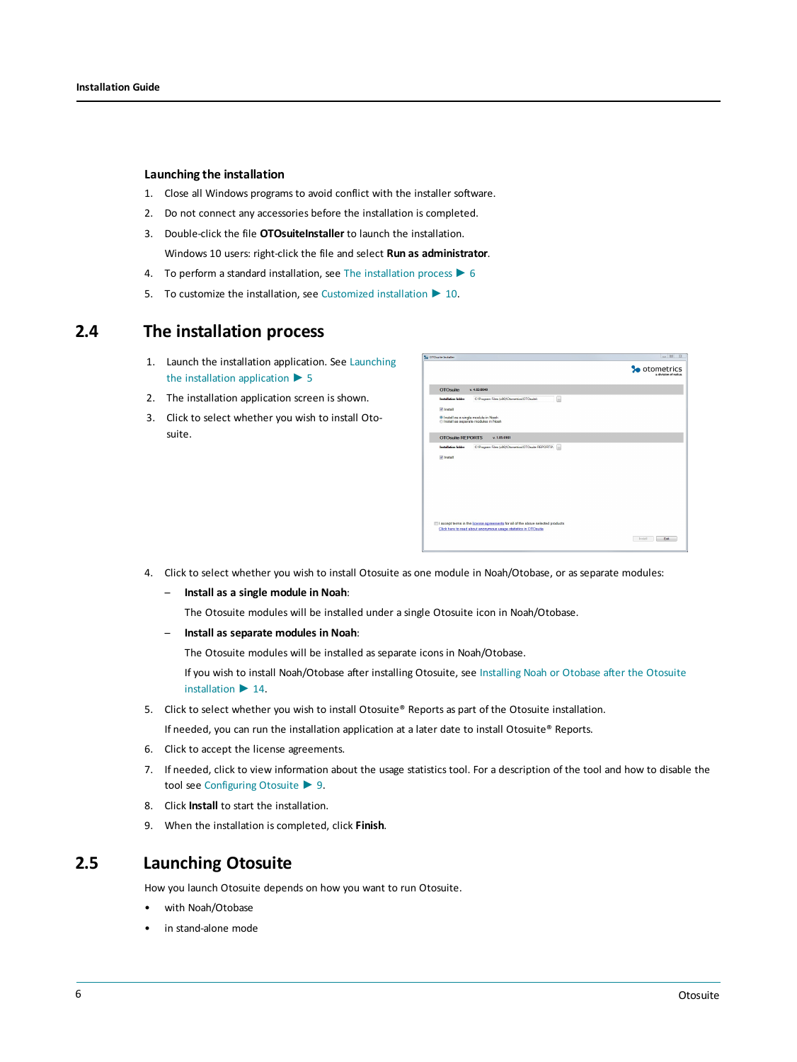### Launching the installation

1. Close all Windows programs to avoid conflict with the installer software.
2. Do not connect any accessories before the installation is completed.
3. Double-click the file **OTOsuiteInstaller** to launch the installation.

   Windows 10 users: right-click the file and select **Run as administrator**.
4. To perform a standard installation, see The installation process ▶ 6
5. To customize the installation, see Customized installation ▶ 10.

## 2.4 The installation process

1. Launch the installation application. See Launching the installation application ▶ 5
2. The installation application screen is shown.
3. Click to select whether you wish to install Otosuite.
4. Click to select whether you wish to install Otosuite as one module in Noah/Otobase, or as separate modules:
   - **Install as a single module in Noah**:

     The Otosuite modules will be installed under a single Otosuite icon in Noah/Otobase.
   - **Install as separate modules in Noah**:

     The Otosuite modules will be installed as separate icons in Noah/Otobase.

     If you wish to install Noah/Otobase after installing Otosuite, see Installing Noah or Otobase after the Otosuite installation ▶ 14.
5. Click to select whether you wish to install Otosuite® Reports as part of the Otosuite installation.

   If needed, you can run the installation application at a later date to install Otosuite® Reports.
6. Click to accept the license agreements.
7. If needed, click to view information about the usage statistics tool. For a description of the tool and how to disable the tool see Configuring Otosuite ▶ 9.
8. Click **Install** to start the installation.
9. When the installation is completed, click **Finish**.

## 2.5 Launching Otosuite

How you launch Otosuite depends on how you want to run Otosuite.

- with Noah/Otobase
- in stand-alone mode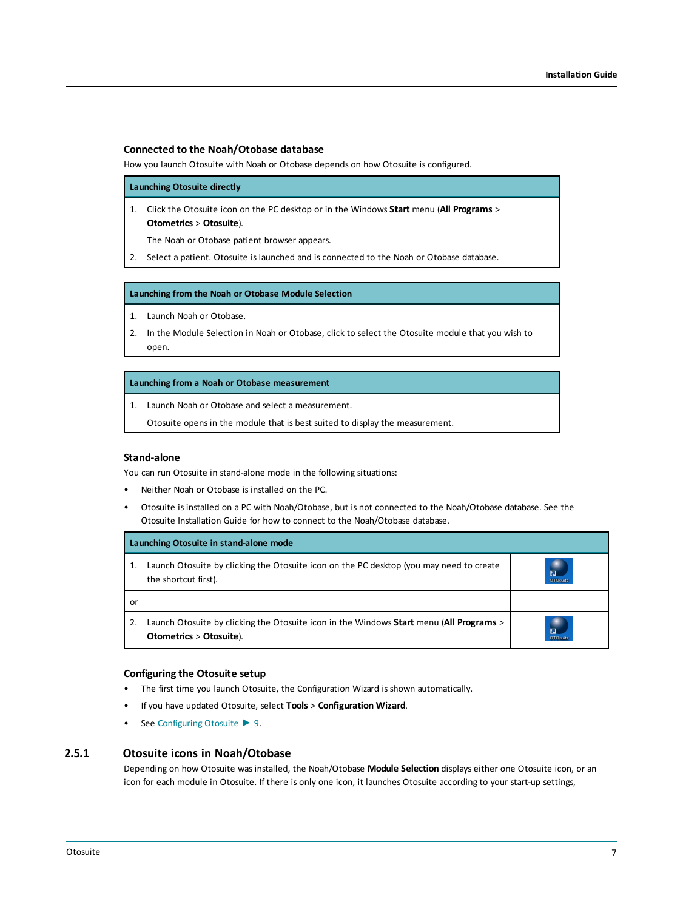### Connected to the Noah/Otobase database

How you launch Otosuite with Noah or Otobase depends on how Otosuite is configured.

| Launching Otosuite directly |
| --- |
| 1. Click the Otosuite icon on the PC desktop or in the Windows **Start** menu (**All Programs** > **Otometrics** > **Otosuite**).<br>The Noah or Otobase patient browser appears.<br>2. Select a patient. Otosuite is launched and is connected to the Noah or Otobase database. |

| Launching from the Noah or Otobase Module Selection |
| --- |
| 1. Launch Noah or Otobase.<br>2. In the Module Selection in Noah or Otobase, click to select the Otosuite module that you wish to open. |

| Launching from a Noah or Otobase measurement |
| --- |
| 1. Launch Noah or Otobase and select a measurement.<br>Otosuite opens in the module that is best suited to display the measurement. |

### Stand-alone

You can run Otosuite in stand-alone mode in the following situations:

- Neither Noah or Otobase is installed on the PC.
- Otosuite is installed on a PC with Noah/Otobase, but is not connected to the Noah/Otobase database. See the Otosuite Installation Guide for how to connect to the Noah/Otobase database.

| Launching Otosuite in stand-alone mode | |
| --- | --- |
| 1. Launch Otosuite by clicking the Otosuite icon on the PC desktop (you may need to create the shortcut first). | |
| or | |
| 2. Launch Otosuite by clicking the Otosuite icon in the Windows **Start** menu (**All Programs** > **Otometrics** > **Otosuite**). | |

### Configuring the Otosuite setup

- The first time you launch Otosuite, the Configuration Wizard is shown automatically.
- If you have updated Otosuite, select **Tools** > **Configuration Wizard**.
- See Configuring Otosuite ▶ 9.

## 2.5.1 Otosuite icons in Noah/Otobase

Depending on how Otosuite was installed, the Noah/Otobase **Module Selection** displays either one Otosuite icon, or an icon for each module in Otosuite. If there is only one icon, it launches Otosuite according to your start-up settings,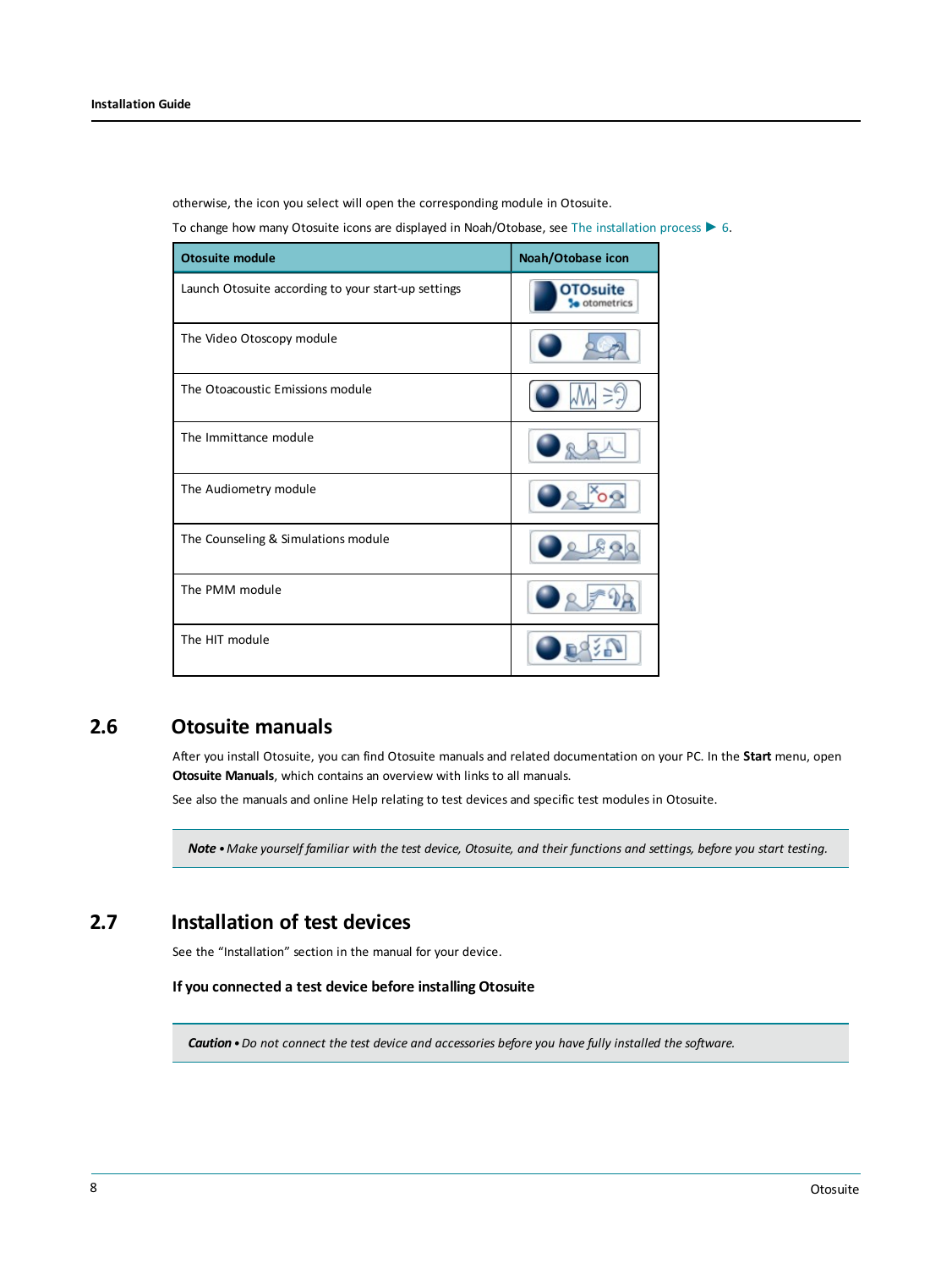otherwise, the icon you select will open the corresponding module in Otosuite.

To change how many Otosuite icons are displayed in Noah/Otobase, see The installation process ▶ 6.

| Otosuite module | Noah/Otobase icon |
|---|---|
| Launch Otosuite according to your start-up settings | |
| The Video Otoscopy module | |
| The Otoacoustic Emissions module | |
| The Immittance module | |
| The Audiometry module | |
| The Counseling & Simulations module | |
| The PMM module | |
| The HIT module | |

## 2.6 Otosuite manuals

After you install Otosuite, you can find Otosuite manuals and related documentation on your PC. In the **Start** menu, open **Otosuite Manuals**, which contains an overview with links to all manuals.

See also the manuals and online Help relating to test devices and specific test modules in Otosuite.

> ***Note*** • *Make yourself familiar with the test device, Otosuite, and their functions and settings, before you start testing.*

## 2.7 Installation of test devices

See the “Installation” section in the manual for your device.

### If you connected a test device before installing Otosuite

> ***Caution*** • *Do not connect the test device and accessories before you have fully installed the software.*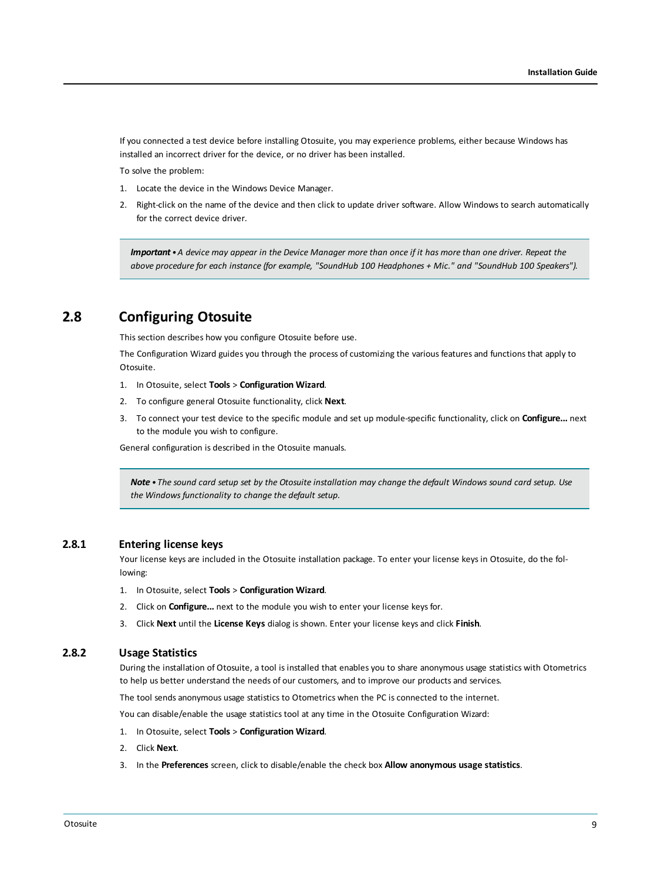If you connected a test device before installing Otosuite, you may experience problems, either because Windows has installed an incorrect driver for the device, or no driver has been installed.

To solve the problem:

1. Locate the device in the Windows Device Manager.
2. Right-click on the name of the device and then click to update driver software. Allow Windows to search automatically for the correct device driver.

> ***Important*** • *A device may appear in the Device Manager more than once if it has more than one driver. Repeat the above procedure for each instance (for example, "SoundHub 100 Headphones + Mic." and "SoundHub 100 Speakers").*

## 2.8 Configuring Otosuite

This section describes how you configure Otosuite before use.

The Configuration Wizard guides you through the process of customizing the various features and functions that apply to Otosuite.

1. In Otosuite, select **Tools** > **Configuration Wizard**.
2. To configure general Otosuite functionality, click **Next**.
3. To connect your test device to the specific module and set up module-specific functionality, click on **Configure...** next to the module you wish to configure.

General configuration is described in the Otosuite manuals.

> ***Note*** • *The sound card setup set by the Otosuite installation may change the default Windows sound card setup. Use the Windows functionality to change the default setup.*

### 2.8.1 Entering license keys

Your license keys are included in the Otosuite installation package. To enter your license keys in Otosuite, do the following:

1. In Otosuite, select **Tools** > **Configuration Wizard**.
2. Click on **Configure...** next to the module you wish to enter your license keys for.
3. Click **Next** until the **License Keys** dialog is shown. Enter your license keys and click **Finish**.

### 2.8.2 Usage Statistics

During the installation of Otosuite, a tool is installed that enables you to share anonymous usage statistics with Otometrics to help us better understand the needs of our customers, and to improve our products and services.

The tool sends anonymous usage statistics to Otometrics when the PC is connected to the internet.

You can disable/enable the usage statistics tool at any time in the Otosuite Configuration Wizard:

1. In Otosuite, select **Tools** > **Configuration Wizard**.
2. Click **Next**.
3. In the **Preferences** screen, click to disable/enable the check box **Allow anonymous usage statistics**.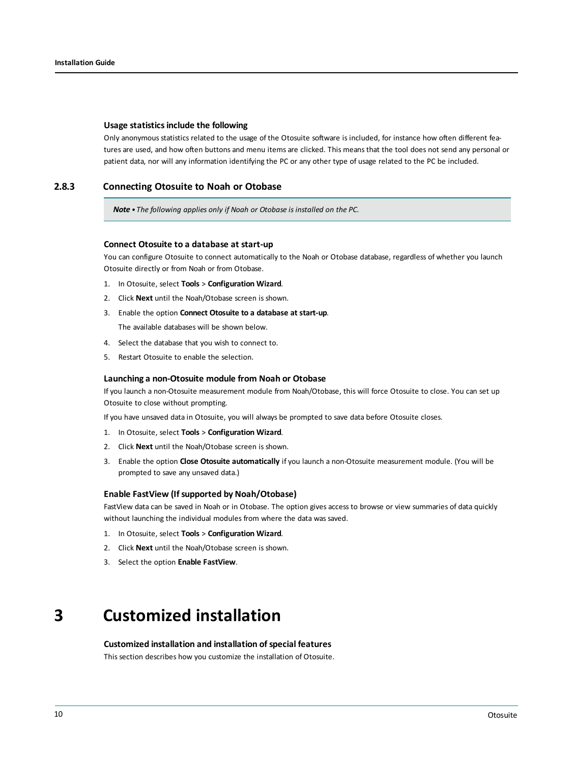#### Usage statistics include the following

Only anonymous statistics related to the usage of the Otosuite software is included, for instance how often different features are used, and how often buttons and menu items are clicked. This means that the tool does not send any personal or patient data, nor will any information identifying the PC or any other type of usage related to the PC be included.

### 2.8.3 Connecting Otosuite to Noah or Otobase

> ***Note*** • *The following applies only if Noah or Otobase is installed on the PC.*

#### Connect Otosuite to a database at start-up

You can configure Otosuite to connect automatically to the Noah or Otobase database, regardless of whether you launch Otosuite directly or from Noah or from Otobase.

1. In Otosuite, select **Tools** > **Configuration Wizard**.
2. Click **Next** until the Noah/Otobase screen is shown.
3. Enable the option **Connect Otosuite to a database at start-up**.

   The available databases will be shown below.
4. Select the database that you wish to connect to.
5. Restart Otosuite to enable the selection.

#### Launching a non-Otosuite module from Noah or Otobase

If you launch a non-Otosuite measurement module from Noah/Otobase, this will force Otosuite to close. You can set up Otosuite to close without prompting.

If you have unsaved data in Otosuite, you will always be prompted to save data before Otosuite closes.

1. In Otosuite, select **Tools** > **Configuration Wizard**.
2. Click **Next** until the Noah/Otobase screen is shown.
3. Enable the option **Close Otosuite automatically** if you launch a non-Otosuite measurement module. (You will be prompted to save any unsaved data.)

#### Enable FastView (If supported by Noah/Otobase)

FastView data can be saved in Noah or in Otobase. The option gives access to browse or view summaries of data quickly without launching the individual modules from where the data was saved.

1. In Otosuite, select **Tools** > **Configuration Wizard**.
2. Click **Next** until the Noah/Otobase screen is shown.
3. Select the option **Enable FastView**.

# 3 Customized installation

#### Customized installation and installation of special features

This section describes how you customize the installation of Otosuite.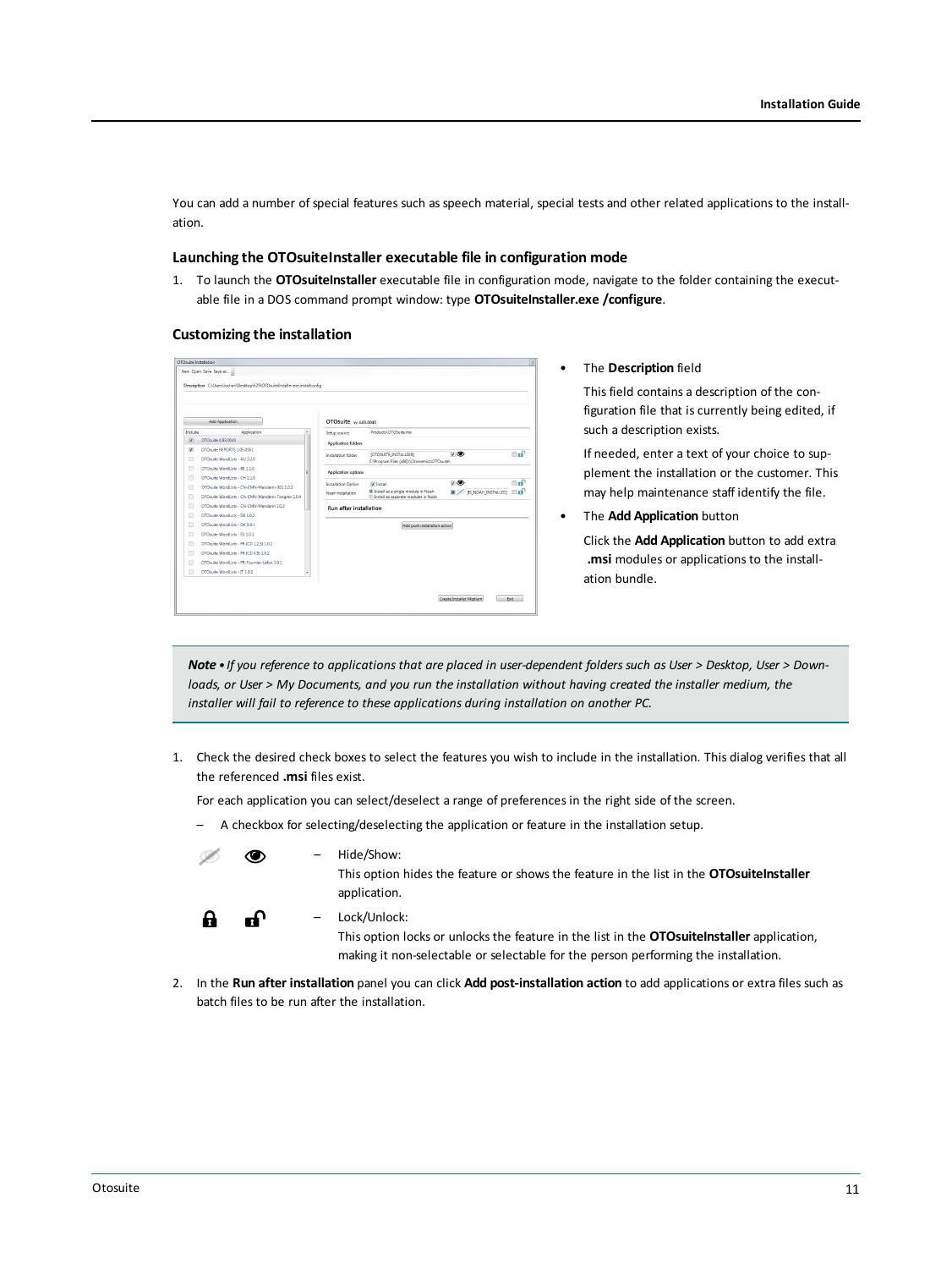You can add a number of special features such as speech material, special tests and other related applications to the installation.

### Launching the OTOsuiteInstaller executable file in configuration mode

1. To launch the **OTOsuiteInstaller** executable file in configuration mode, navigate to the folder containing the executable file in a DOS command prompt window: type **OTOsuiteInstaller.exe /configure**.

### Customizing the installation

- The **Description** field

  This field contains a description of the configuration file that is currently being edited, if such a description exists.

  If needed, enter a text of your choice to supplement the installation or the customer. This may help maintenance staff identify the file.

- The **Add Application** button

  Click the **Add Application** button to add extra **.msi** modules or applications to the installation bundle.

> ***Note*** *• If you reference to applications that are placed in user-dependent folders such as User > Desktop, User > Downloads, or User > My Documents, and you run the installation without having created the installer medium, the installer will fail to reference to these applications during installation on another PC.*

1. Check the desired check boxes to select the features you wish to include in the installation. This dialog verifies that all the referenced **.msi** files exist.

   For each application you can select/deselect a range of preferences in the right side of the screen.

   – A checkbox for selecting/deselecting the application or feature in the installation setup.

   – Hide/Show:
   This option hides the feature or shows the feature in the list in the **OTOsuiteInstaller** application.

   – Lock/Unlock:
   This option locks or unlocks the feature in the list in the **OTOsuiteInstaller** application, making it non-selectable or selectable for the person performing the installation.

2. In the **Run after installation** panel you can click **Add post-installation action** to add applications or extra files such as batch files to be run after the installation.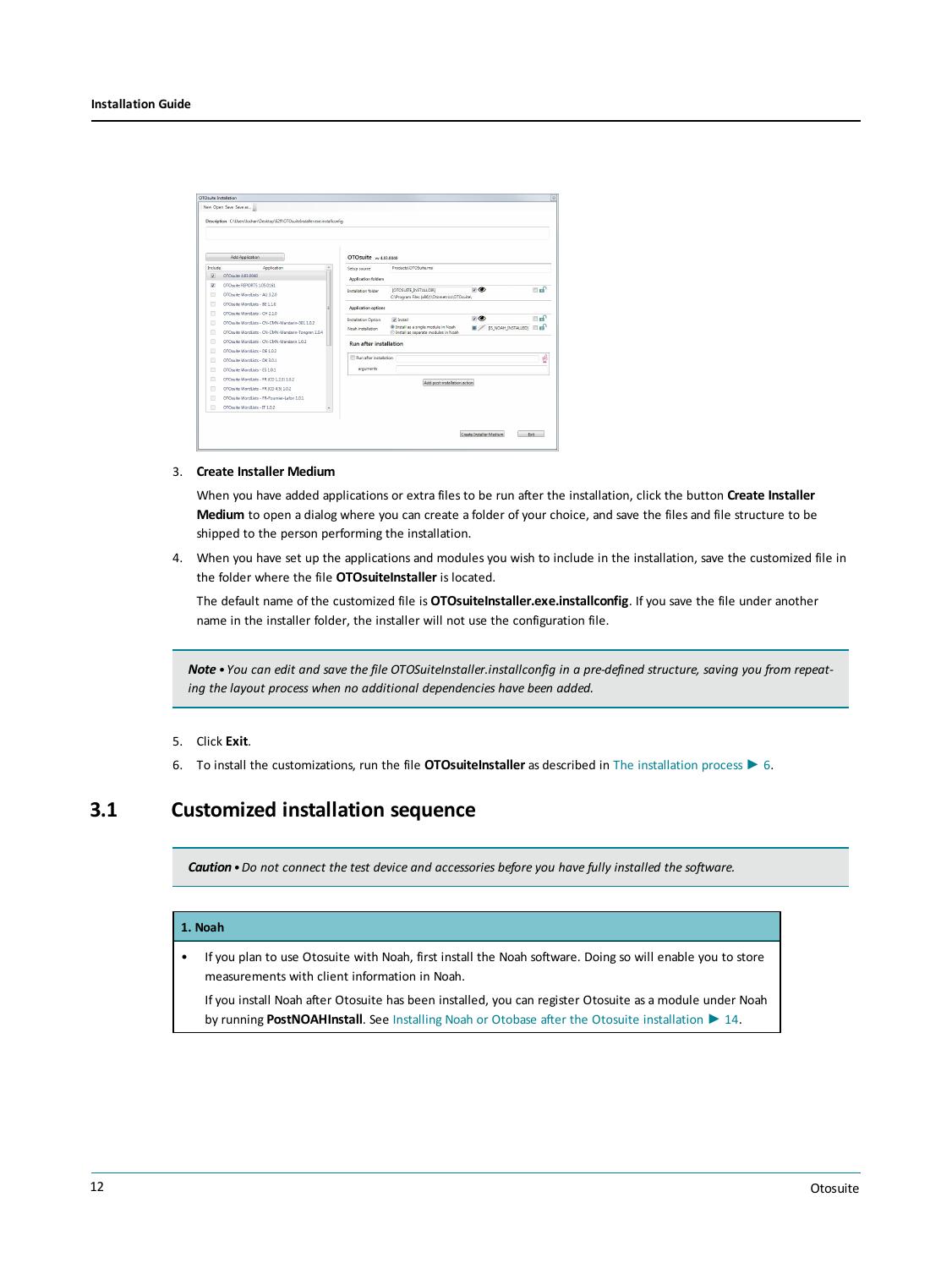3. **Create Installer Medium**

   When you have added applications or extra files to be run after the installation, click the button **Create Installer Medium** to open a dialog where you can create a folder of your choice, and save the files and file structure to be shipped to the person performing the installation.

4. When you have set up the applications and modules you wish to include in the installation, save the customized file in the folder where the file **OTOsuiteInstaller** is located.

   The default name of the customized file is **OTOsuiteInstaller.exe.installconfig**. If you save the file under another name in the installer folder, the installer will not use the configuration file.

> ***Note*** • *You can edit and save the file OTOSuiteInstaller.installconfig in a pre-defined structure, saving you from repeating the layout process when no additional dependencies have been added.*

5. Click **Exit**.
6. To install the customizations, run the file **OTOsuiteInstaller** as described in The installation process ▶ 6.

## 3.1 Customized installation sequence

> ***Caution*** • *Do not connect the test device and accessories before you have fully installed the software.*

| 1. Noah |
|---|
| • If you plan to use Otosuite with Noah, first install the Noah software. Doing so will enable you to store measurements with client information in Noah.<br><br>If you install Noah after Otosuite has been installed, you can register Otosuite as a module under Noah by running **PostNOAHInstall**. See Installing Noah or Otobase after the Otosuite installation ▶ 14. |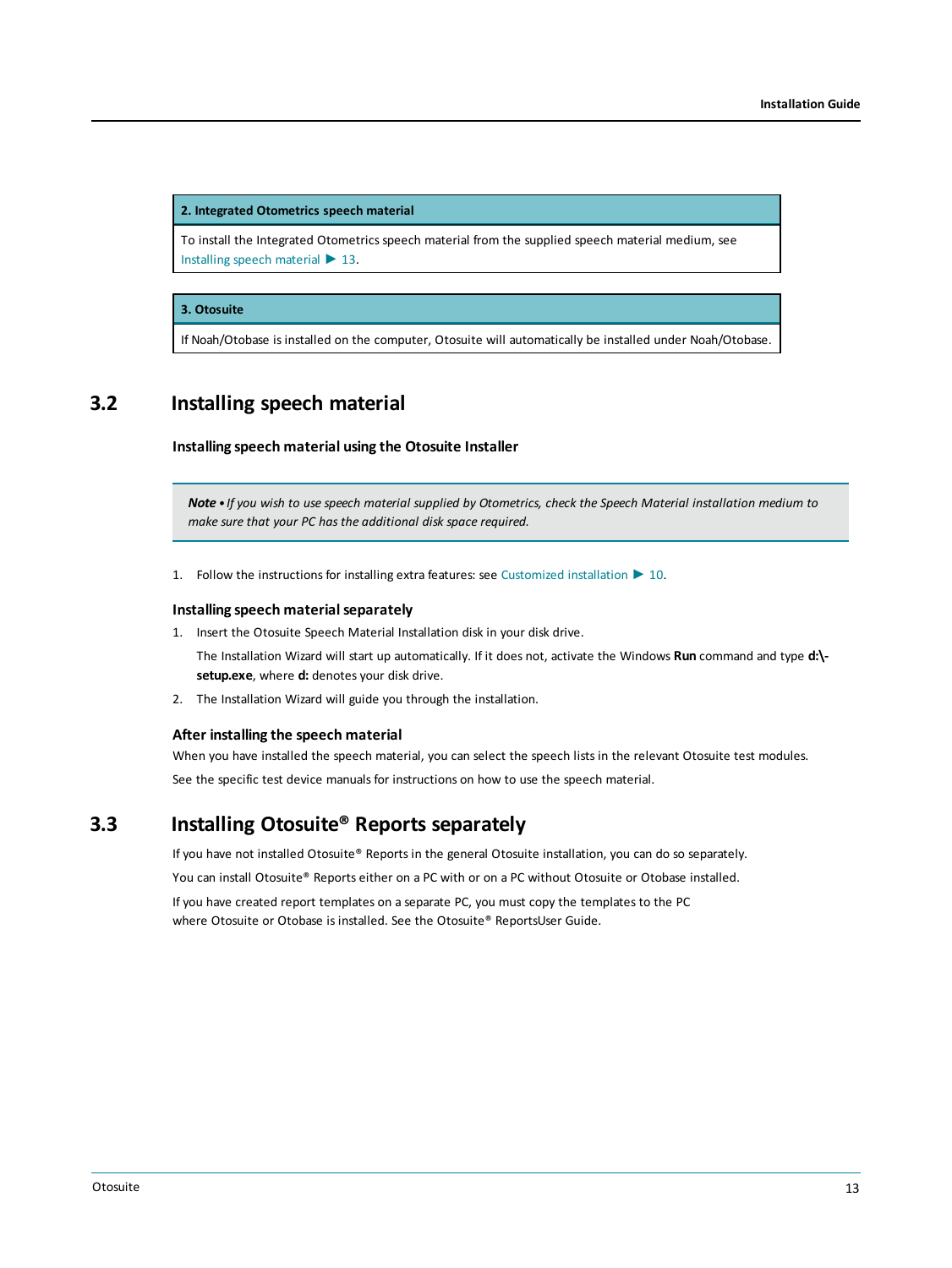| 2. Integrated Otometrics speech material |
| --- |
| To install the Integrated Otometrics speech material from the supplied speech material medium, see Installing speech material ▶ 13. |

| 3. Otosuite |
| --- |
| If Noah/Otobase is installed on the computer, Otosuite will automatically be installed under Noah/Otobase. |

## 3.2 Installing speech material

**Installing speech material using the Otosuite Installer**

> ***Note*** • *If you wish to use speech material supplied by Otometrics, check the Speech Material installation medium to make sure that your PC has the additional disk space required.*

1. Follow the instructions for installing extra features: see Customized installation ▶ 10.

### Installing speech material separately

1. Insert the Otosuite Speech Material Installation disk in your disk drive.

   The Installation Wizard will start up automatically. If it does not, activate the Windows **Run** command and type **d:\setup.exe**, where **d:** denotes your disk drive.

2. The Installation Wizard will guide you through the installation.

### After installing the speech material

When you have installed the speech material, you can select the speech lists in the relevant Otosuite test modules.

See the specific test device manuals for instructions on how to use the speech material.

## 3.3 Installing Otosuite® Reports separately

If you have not installed Otosuite® Reports in the general Otosuite installation, you can do so separately.

You can install Otosuite® Reports either on a PC with or on a PC without Otosuite or Otobase installed.

If you have created report templates on a separate PC, you must copy the templates to the PC where Otosuite or Otobase is installed. See the Otosuite® ReportsUser Guide.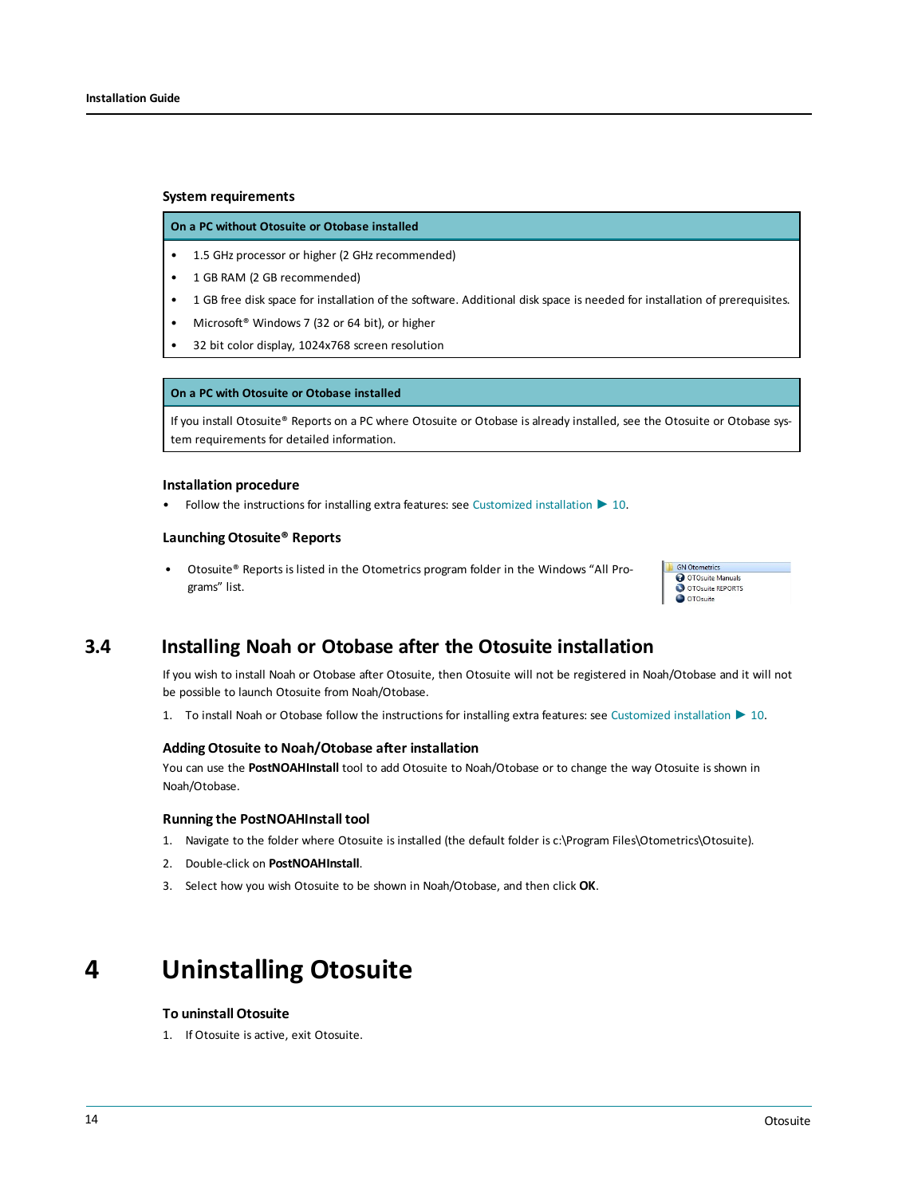### System requirements

| On a PC without Otosuite or Otobase installed |
|---|
| • 1.5 GHz processor or higher (2 GHz recommended) <br> • 1 GB RAM (2 GB recommended) <br> • 1 GB free disk space for installation of the software. Additional disk space is needed for installation of prerequisites. <br> • Microsoft® Windows 7 (32 or 64 bit), or higher <br> • 32 bit color display, 1024x768 screen resolution |

| On a PC with Otosuite or Otobase installed |
|---|
| If you install Otosuite® Reports on a PC where Otosuite or Otobase is already installed, see the Otosuite or Otobase system requirements for detailed information. |

### Installation procedure

- Follow the instructions for installing extra features: see Customized installation ▶ 10.

### Launching Otosuite® Reports

- Otosuite® Reports is listed in the Otometrics program folder in the Windows "All Programs" list.

GN Otometrics
OTOsuite Manuals
OTOsuite REPORTS
OTOsuite

## 3.4 Installing Noah or Otobase after the Otosuite installation

If you wish to install Noah or Otobase after Otosuite, then Otosuite will not be registered in Noah/Otobase and it will not be possible to launch Otosuite from Noah/Otobase.

1. To install Noah or Otobase follow the instructions for installing extra features: see Customized installation ▶ 10.

### Adding Otosuite to Noah/Otobase after installation

You can use the **PostNOAHInstall** tool to add Otosuite to Noah/Otobase or to change the way Otosuite is shown in Noah/Otobase.

### Running the PostNOAHInstall tool

1. Navigate to the folder where Otosuite is installed (the default folder is c:\Program Files\Otometrics\Otosuite).
2. Double-click on **PostNOAHInstall**.
3. Select how you wish Otosuite to be shown in Noah/Otobase, and then click **OK**.

# 4 Uninstalling Otosuite

### To uninstall Otosuite

1. If Otosuite is active, exit Otosuite.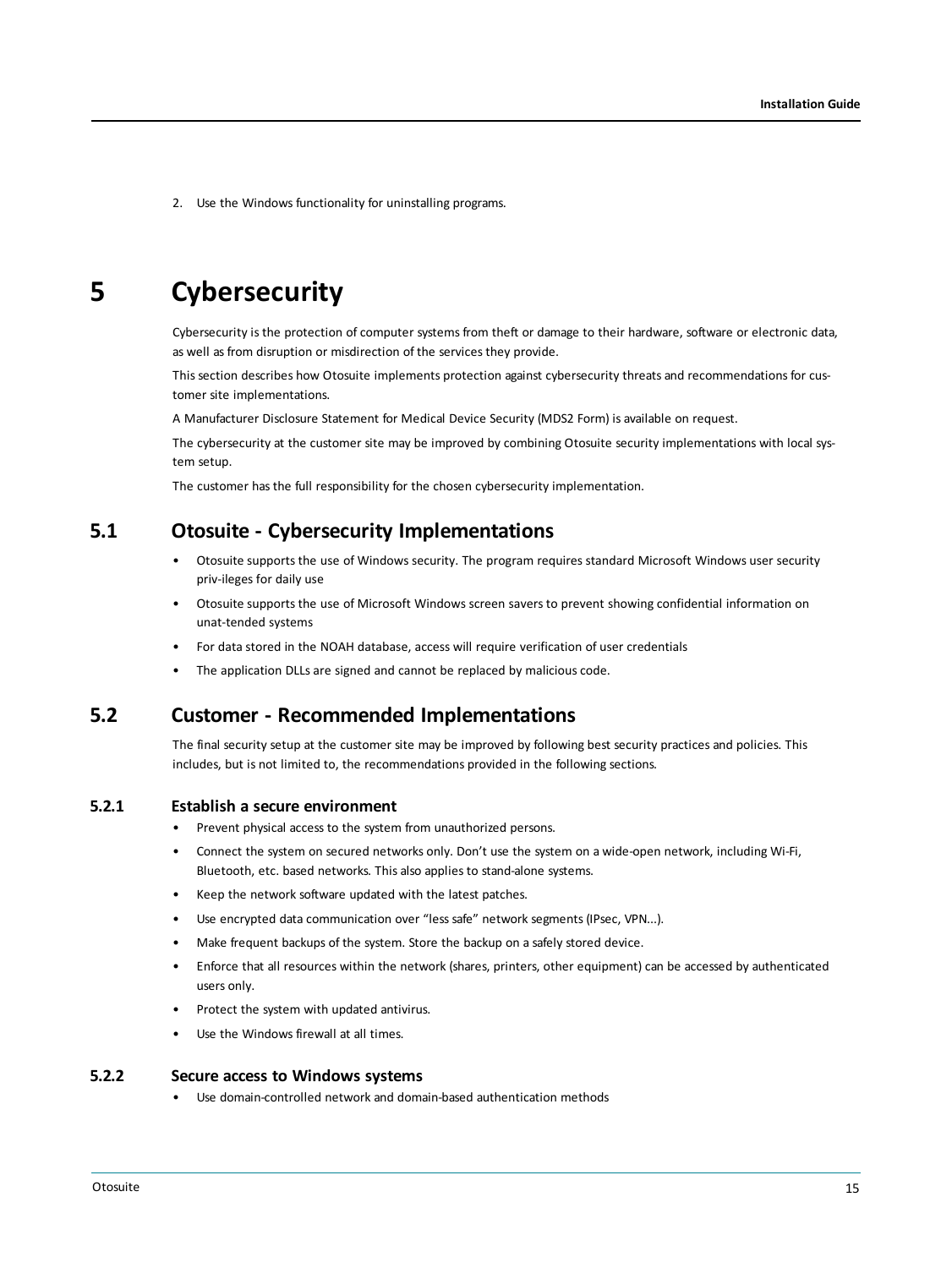2. Use the Windows functionality for uninstalling programs.

# 5 Cybersecurity

Cybersecurity is the protection of computer systems from theft or damage to their hardware, software or electronic data, as well as from disruption or misdirection of the services they provide.

This section describes how Otosuite implements protection against cybersecurity threats and recommendations for customer site implementations.

A Manufacturer Disclosure Statement for Medical Device Security (MDS2 Form) is available on request.

The cybersecurity at the customer site may be improved by combining Otosuite security implementations with local system setup.

The customer has the full responsibility for the chosen cybersecurity implementation.

## 5.1 Otosuite - Cybersecurity Implementations

- Otosuite supports the use of Windows security. The program requires standard Microsoft Windows user security priv-ileges for daily use
- Otosuite supports the use of Microsoft Windows screen savers to prevent showing confidential information on unat-tended systems
- For data stored in the NOAH database, access will require verification of user credentials
- The application DLLs are signed and cannot be replaced by malicious code.

## 5.2 Customer - Recommended Implementations

The final security setup at the customer site may be improved by following best security practices and policies. This includes, but is not limited to, the recommendations provided in the following sections.

### 5.2.1 Establish a secure environment

- Prevent physical access to the system from unauthorized persons.
- Connect the system on secured networks only. Don't use the system on a wide-open network, including Wi-Fi, Bluetooth, etc. based networks. This also applies to stand-alone systems.
- Keep the network software updated with the latest patches.
- Use encrypted data communication over "less safe" network segments (IPsec, VPN...).
- Make frequent backups of the system. Store the backup on a safely stored device.
- Enforce that all resources within the network (shares, printers, other equipment) can be accessed by authenticated users only.
- Protect the system with updated antivirus.
- Use the Windows firewall at all times.

### 5.2.2 Secure access to Windows systems

- Use domain-controlled network and domain-based authentication methods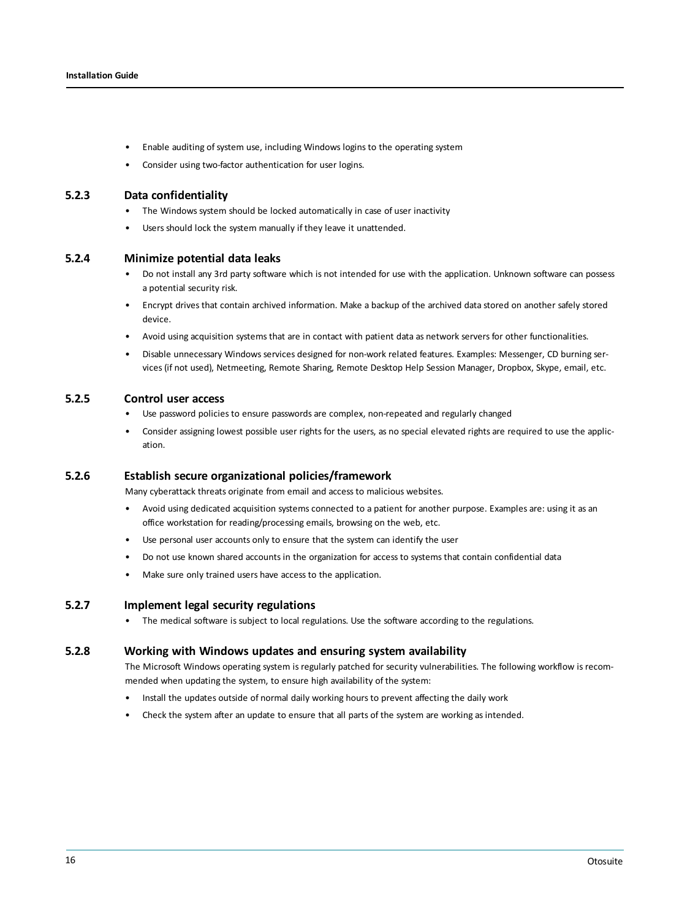- Enable auditing of system use, including Windows logins to the operating system
- Consider using two-factor authentication for user logins.

### 5.2.3 Data confidentiality

- The Windows system should be locked automatically in case of user inactivity
- Users should lock the system manually if they leave it unattended.

### 5.2.4 Minimize potential data leaks

- Do not install any 3rd party software which is not intended for use with the application. Unknown software can possess a potential security risk.
- Encrypt drives that contain archived information. Make a backup of the archived data stored on another safely stored device.
- Avoid using acquisition systems that are in contact with patient data as network servers for other functionalities.
- Disable unnecessary Windows services designed for non-work related features. Examples: Messenger, CD burning services (if not used), Netmeeting, Remote Sharing, Remote Desktop Help Session Manager, Dropbox, Skype, email, etc.

### 5.2.5 Control user access

- Use password policies to ensure passwords are complex, non-repeated and regularly changed
- Consider assigning lowest possible user rights for the users, as no special elevated rights are required to use the application.

### 5.2.6 Establish secure organizational policies/framework

Many cyberattack threats originate from email and access to malicious websites.

- Avoid using dedicated acquisition systems connected to a patient for another purpose. Examples are: using it as an office workstation for reading/processing emails, browsing on the web, etc.
- Use personal user accounts only to ensure that the system can identify the user
- Do not use known shared accounts in the organization for access to systems that contain confidential data
- Make sure only trained users have access to the application.

### 5.2.7 Implement legal security regulations

- The medical software is subject to local regulations. Use the software according to the regulations.

### 5.2.8 Working with Windows updates and ensuring system availability

The Microsoft Windows operating system is regularly patched for security vulnerabilities. The following workflow is recommended when updating the system, to ensure high availability of the system:

- Install the updates outside of normal daily working hours to prevent affecting the daily work
- Check the system after an update to ensure that all parts of the system are working as intended.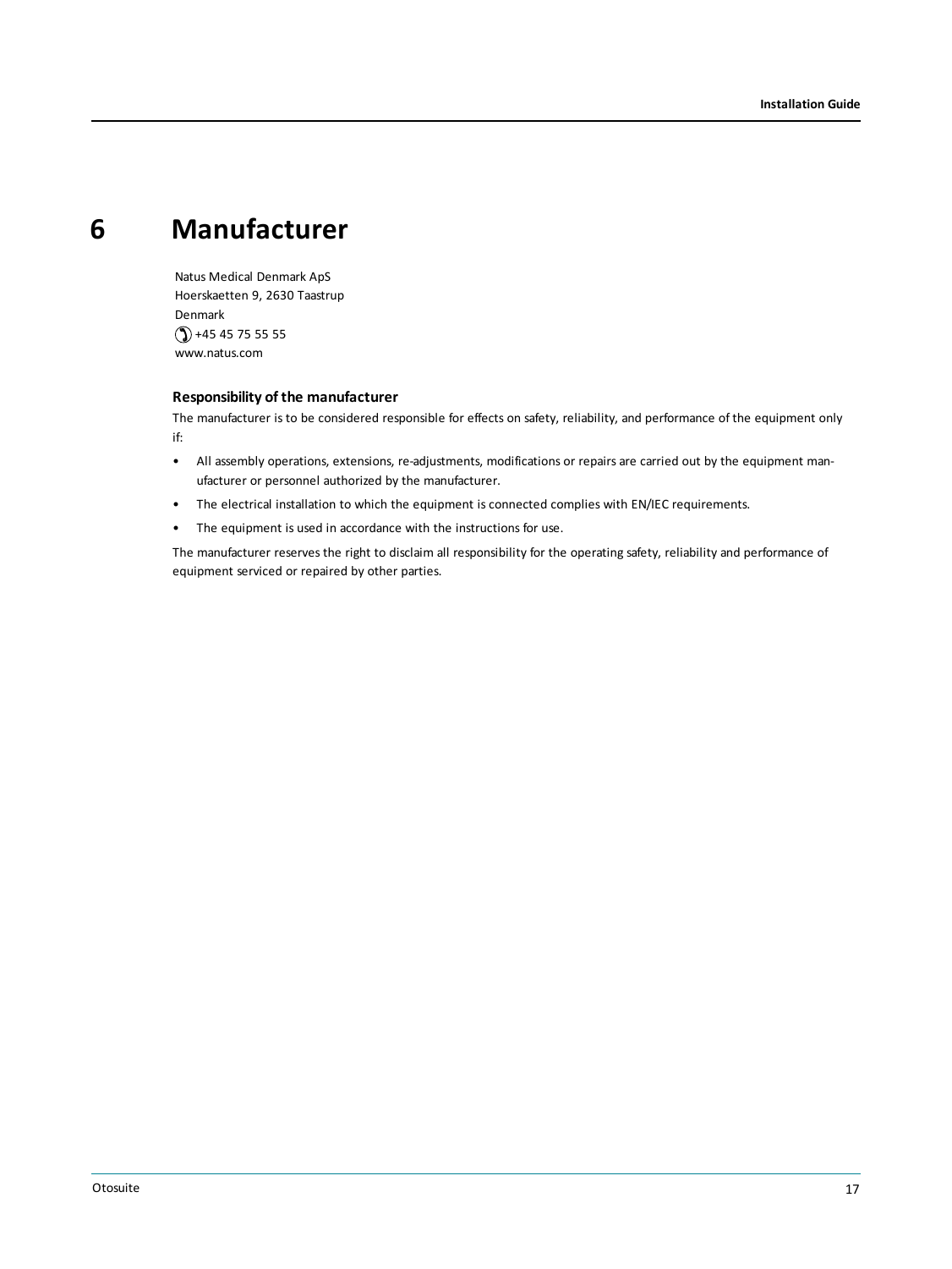# 6 Manufacturer

Natus Medical Denmark ApS
Hoerskaetten 9, 2630 Taastrup
Denmark
+45 45 75 55 55
www.natus.com

### Responsibility of the manufacturer

The manufacturer is to be considered responsible for effects on safety, reliability, and performance of the equipment only if:

- All assembly operations, extensions, re-adjustments, modifications or repairs are carried out by the equipment manufacturer or personnel authorized by the manufacturer.
- The electrical installation to which the equipment is connected complies with EN/IEC requirements.
- The equipment is used in accordance with the instructions for use.

The manufacturer reserves the right to disclaim all responsibility for the operating safety, reliability and performance of equipment serviced or repaired by other parties.